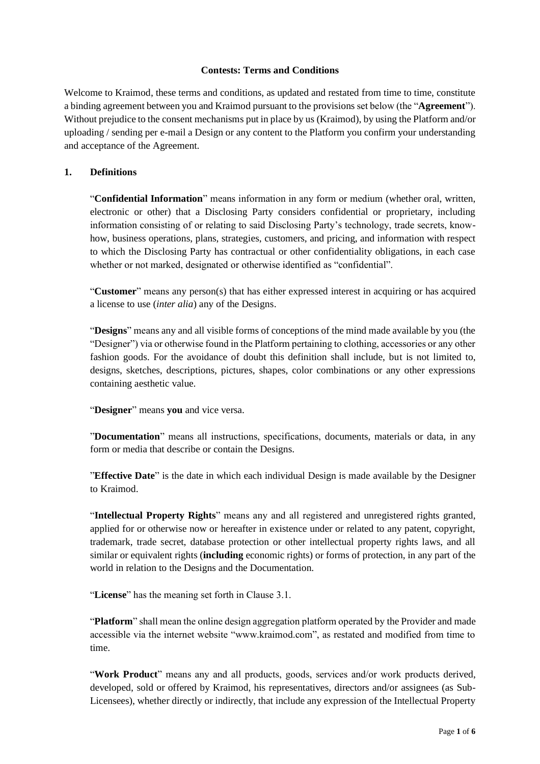**Contests: Terms and Conditions**

Welcome to Kraimod, these terms and conditions, as updated and restated from time to time, constitute a binding agreement between you and Kraimod pursuant to the provisions set below (the "**Agreement**"). Without prejudice to the consent mechanisms put in place by us (Kraimod), by using the Platform and/or uploading / sending per e-mail a Design or any content to the Platform you confirm your understanding and acceptance of the Agreement.

## 1. Definitions

"**Confidential Information**" means information in any form or medium (whether oral, written, electronic or other) that a Disclosing Party considers confidential or proprietary, including information consisting of or relating to said Disclosing Party's technology, trade secrets, know-how, business operations, plans, strategies, customers, and pricing, and information with respect to which the Disclosing Party has contractual or other confidentiality obligations, in each case whether or not marked, designated or otherwise identified as "confidential".

"**Customer**" means any person(s) that has either expressed interest in acquiring or has acquired a license to use (*inter alia*) any of the Designs.

"**Designs**" means any and all visible forms of conceptions of the mind made available by you (the "Designer") via or otherwise found in the Platform pertaining to clothing, accessories or any other fashion goods. For the avoidance of doubt this definition shall include, but is not limited to, designs, sketches, descriptions, pictures, shapes, color combinations or any other expressions containing aesthetic value.

"**Designer**" means **you** and vice versa.

"**Documentation**" means all instructions, specifications, documents, materials or data, in any form or media that describe or contain the Designs.

"**Effective Date**" is the date in which each individual Design is made available by the Designer to Kraimod.

"**Intellectual Property Rights**" means any and all registered and unregistered rights granted, applied for or otherwise now or hereafter in existence under or related to any patent, copyright, trademark, trade secret, database protection or other intellectual property rights laws, and all similar or equivalent rights (**including** economic rights) or forms of protection, in any part of the world in relation to the Designs and the Documentation.

"**License**" has the meaning set forth in Clause 3.1.

"**Platform**" shall mean the online design aggregation platform operated by the Provider and made accessible via the internet website "www.kraimod.com", as restated and modified from time to time.

"**Work Product**" means any and all products, goods, services and/or work products derived, developed, sold or offered by Kraimod, his representatives, directors and/or assignees (as Sub-Licensees), whether directly or indirectly, that include any expression of the Intellectual Property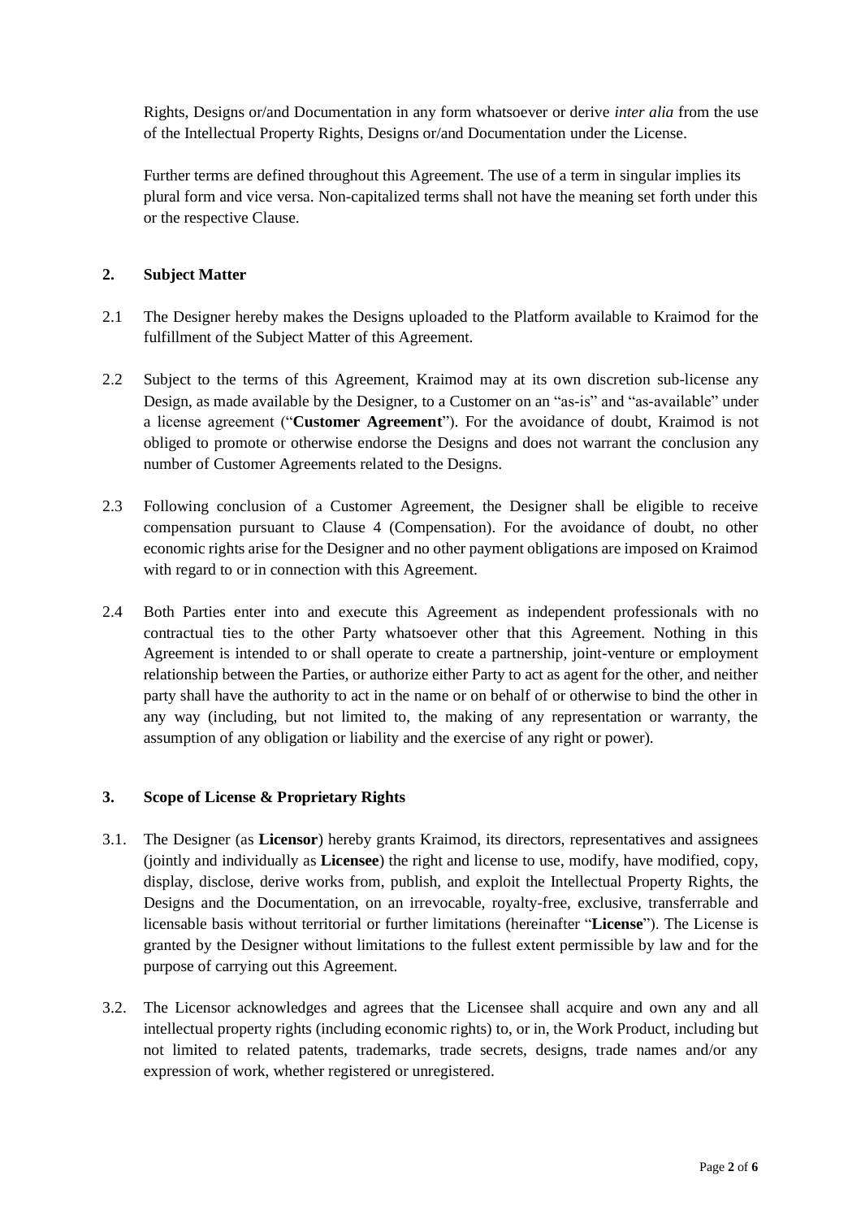Rights, Designs or/and Documentation in any form whatsoever or derive *inter alia* from the use of the Intellectual Property Rights, Designs or/and Documentation under the License.

Further terms are defined throughout this Agreement. The use of a term in singular implies its plural form and vice versa. Non-capitalized terms shall not have the meaning set forth under this or the respective Clause.

## 2. Subject Matter

2.1 The Designer hereby makes the Designs uploaded to the Platform available to Kraimod for the fulfillment of the Subject Matter of this Agreement.

2.2 Subject to the terms of this Agreement, Kraimod may at its own discretion sub-license any Design, as made available by the Designer, to a Customer on an "as-is" and "as-available" under a license agreement ("**Customer Agreement**"). For the avoidance of doubt, Kraimod is not obliged to promote or otherwise endorse the Designs and does not warrant the conclusion any number of Customer Agreements related to the Designs.

2.3 Following conclusion of a Customer Agreement, the Designer shall be eligible to receive compensation pursuant to Clause 4 (Compensation). For the avoidance of doubt, no other economic rights arise for the Designer and no other payment obligations are imposed on Kraimod with regard to or in connection with this Agreement.

2.4 Both Parties enter into and execute this Agreement as independent professionals with no contractual ties to the other Party whatsoever other that this Agreement. Nothing in this Agreement is intended to or shall operate to create a partnership, joint-venture or employment relationship between the Parties, or authorize either Party to act as agent for the other, and neither party shall have the authority to act in the name or on behalf of or otherwise to bind the other in any way (including, but not limited to, the making of any representation or warranty, the assumption of any obligation or liability and the exercise of any right or power).

## 3. Scope of License & Proprietary Rights

3.1. The Designer (as **Licensor**) hereby grants Kraimod, its directors, representatives and assignees (jointly and individually as **Licensee**) the right and license to use, modify, have modified, copy, display, disclose, derive works from, publish, and exploit the Intellectual Property Rights, the Designs and the Documentation, on an irrevocable, royalty-free, exclusive, transferrable and licensable basis without territorial or further limitations (hereinafter "**License**"). The License is granted by the Designer without limitations to the fullest extent permissible by law and for the purpose of carrying out this Agreement.

3.2. The Licensor acknowledges and agrees that the Licensee shall acquire and own any and all intellectual property rights (including economic rights) to, or in, the Work Product, including but not limited to related patents, trademarks, trade secrets, designs, trade names and/or any expression of work, whether registered or unregistered.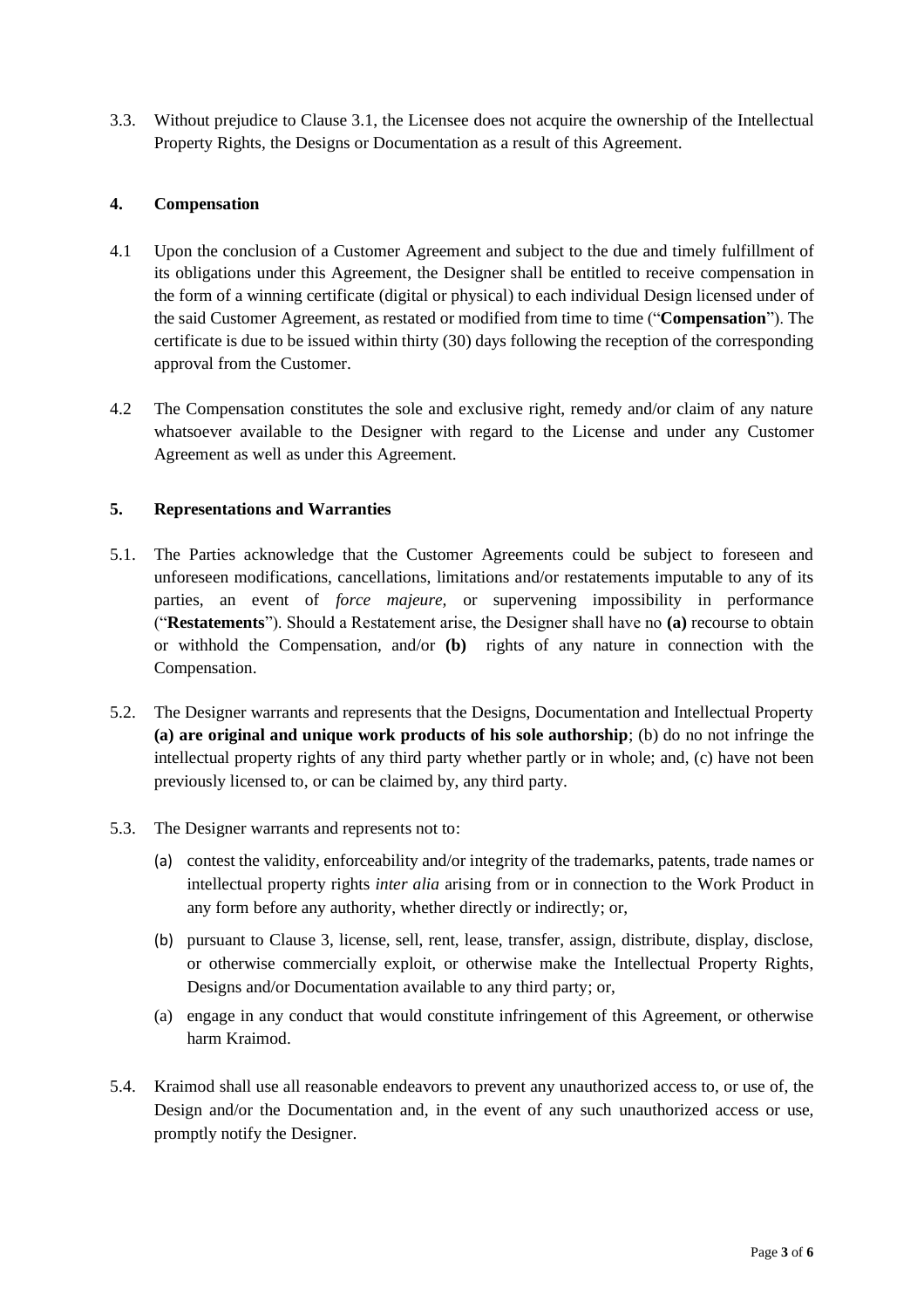3.3. Without prejudice to Clause 3.1, the Licensee does not acquire the ownership of the Intellectual Property Rights, the Designs or Documentation as a result of this Agreement.

## 4. Compensation

4.1 Upon the conclusion of a Customer Agreement and subject to the due and timely fulfillment of its obligations under this Agreement, the Designer shall be entitled to receive compensation in the form of a winning certificate (digital or physical) to each individual Design licensed under of the said Customer Agreement, as restated or modified from time to time ("**Compensation**"). The certificate is due to be issued within thirty (30) days following the reception of the corresponding approval from the Customer.

4.2 The Compensation constitutes the sole and exclusive right, remedy and/or claim of any nature whatsoever available to the Designer with regard to the License and under any Customer Agreement as well as under this Agreement.

## 5. Representations and Warranties

5.1. The Parties acknowledge that the Customer Agreements could be subject to foreseen and unforeseen modifications, cancellations, limitations and/or restatements imputable to any of its parties, an event of *force majeure*, or supervening impossibility in performance ("**Restatements**"). Should a Restatement arise, the Designer shall have no **(a)** recourse to obtain or withhold the Compensation, and/or **(b)** rights of any nature in connection with the Compensation.

5.2. The Designer warrants and represents that the Designs, Documentation and Intellectual Property **(a) are original and unique work products of his sole authorship**; (b) do no not infringe the intellectual property rights of any third party whether partly or in whole; and, (c) have not been previously licensed to, or can be claimed by, any third party.

5.3. The Designer warrants and represents not to:

(a) contest the validity, enforceability and/or integrity of the trademarks, patents, trade names or intellectual property rights *inter alia* arising from or in connection to the Work Product in any form before any authority, whether directly or indirectly; or,

(b) pursuant to Clause 3, license, sell, rent, lease, transfer, assign, distribute, display, disclose, or otherwise commercially exploit, or otherwise make the Intellectual Property Rights, Designs and/or Documentation available to any third party; or,

(a) engage in any conduct that would constitute infringement of this Agreement, or otherwise harm Kraimod.

5.4. Kraimod shall use all reasonable endeavors to prevent any unauthorized access to, or use of, the Design and/or the Documentation and, in the event of any such unauthorized access or use, promptly notify the Designer.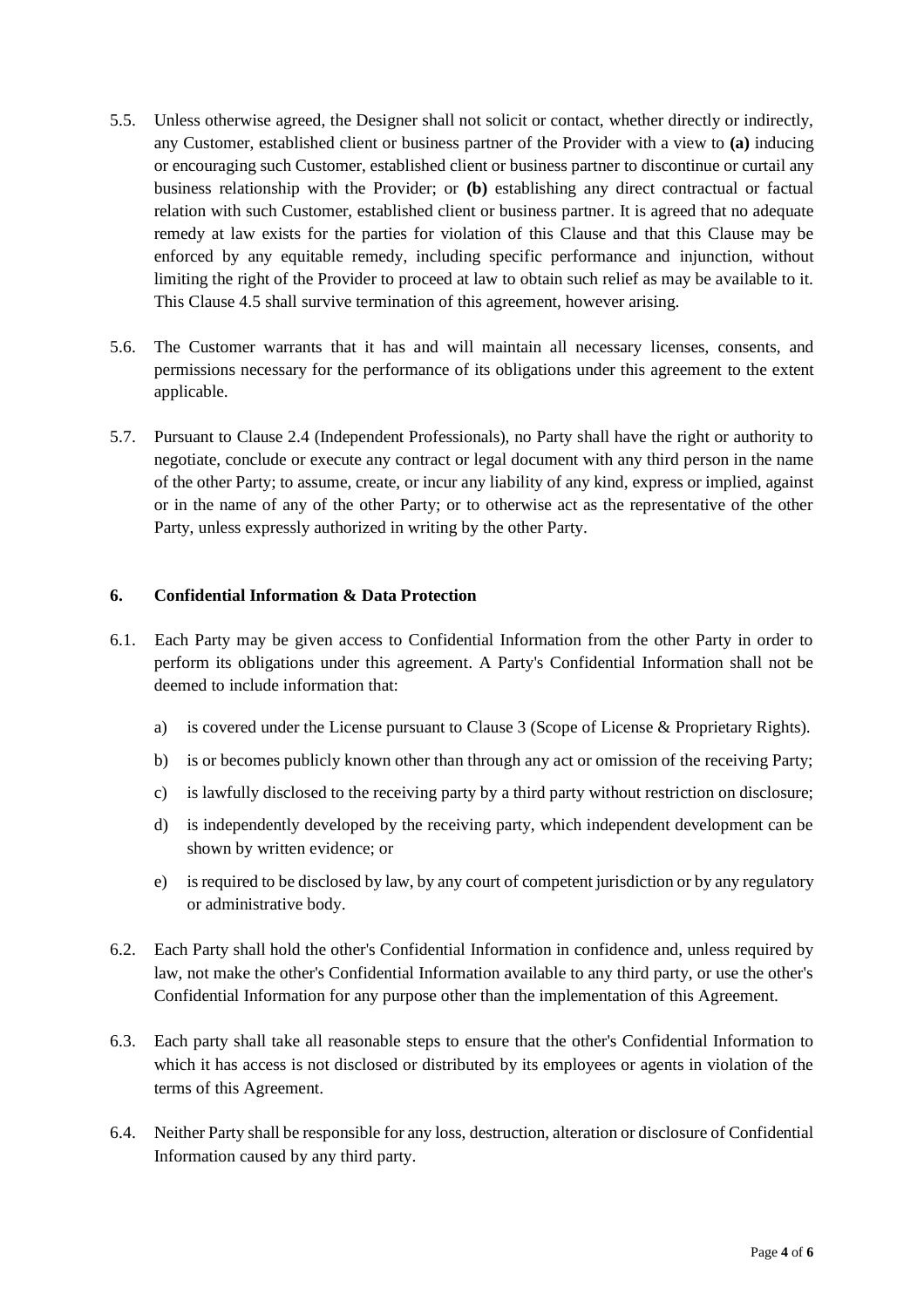5.5. Unless otherwise agreed, the Designer shall not solicit or contact, whether directly or indirectly, any Customer, established client or business partner of the Provider with a view to **(a)** inducing or encouraging such Customer, established client or business partner to discontinue or curtail any business relationship with the Provider; or **(b)** establishing any direct contractual or factual relation with such Customer, established client or business partner. It is agreed that no adequate remedy at law exists for the parties for violation of this Clause and that this Clause may be enforced by any equitable remedy, including specific performance and injunction, without limiting the right of the Provider to proceed at law to obtain such relief as may be available to it. This Clause 4.5 shall survive termination of this agreement, however arising.

5.6. The Customer warrants that it has and will maintain all necessary licenses, consents, and permissions necessary for the performance of its obligations under this agreement to the extent applicable.

5.7. Pursuant to Clause 2.4 (Independent Professionals), no Party shall have the right or authority to negotiate, conclude or execute any contract or legal document with any third person in the name of the other Party; to assume, create, or incur any liability of any kind, express or implied, against or in the name of any of the other Party; or to otherwise act as the representative of the other Party, unless expressly authorized in writing by the other Party.

## 6. Confidential Information & Data Protection

6.1. Each Party may be given access to Confidential Information from the other Party in order to perform its obligations under this agreement. A Party's Confidential Information shall not be deemed to include information that:

a) is covered under the License pursuant to Clause 3 (Scope of License & Proprietary Rights).

b) is or becomes publicly known other than through any act or omission of the receiving Party;

c) is lawfully disclosed to the receiving party by a third party without restriction on disclosure;

d) is independently developed by the receiving party, which independent development can be shown by written evidence; or

e) is required to be disclosed by law, by any court of competent jurisdiction or by any regulatory or administrative body.

6.2. Each Party shall hold the other's Confidential Information in confidence and, unless required by law, not make the other's Confidential Information available to any third party, or use the other's Confidential Information for any purpose other than the implementation of this Agreement.

6.3. Each party shall take all reasonable steps to ensure that the other's Confidential Information to which it has access is not disclosed or distributed by its employees or agents in violation of the terms of this Agreement.

6.4. Neither Party shall be responsible for any loss, destruction, alteration or disclosure of Confidential Information caused by any third party.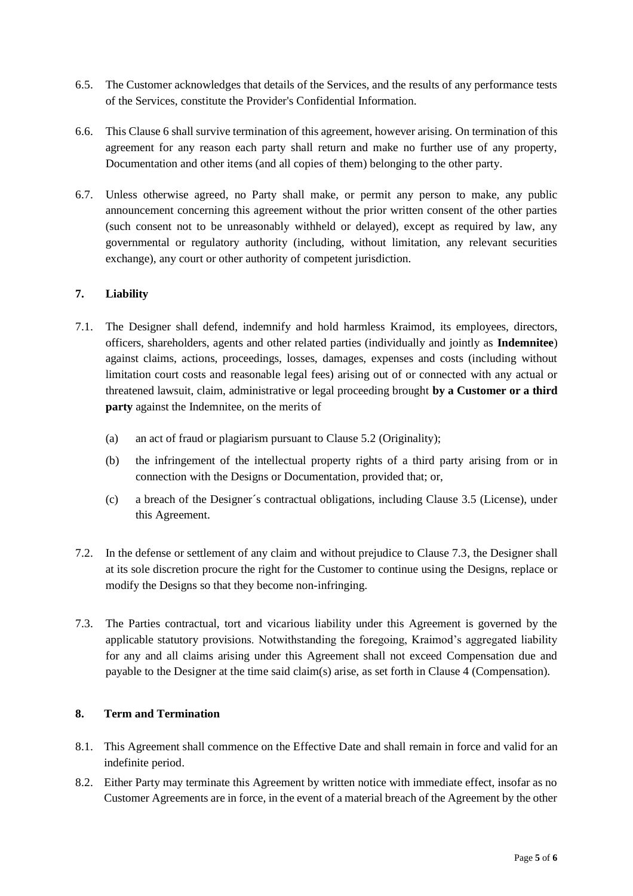6.5. The Customer acknowledges that details of the Services, and the results of any performance tests of the Services, constitute the Provider's Confidential Information.

6.6. This Clause 6 shall survive termination of this agreement, however arising. On termination of this agreement for any reason each party shall return and make no further use of any property, Documentation and other items (and all copies of them) belonging to the other party.

6.7. Unless otherwise agreed, no Party shall make, or permit any person to make, any public announcement concerning this agreement without the prior written consent of the other parties (such consent not to be unreasonably withheld or delayed), except as required by law, any governmental or regulatory authority (including, without limitation, any relevant securities exchange), any court or other authority of competent jurisdiction.

## 7. Liability

7.1. The Designer shall defend, indemnify and hold harmless Kraimod, its employees, directors, officers, shareholders, agents and other related parties (individually and jointly as **Indemnitee**) against claims, actions, proceedings, losses, damages, expenses and costs (including without limitation court costs and reasonable legal fees) arising out of or connected with any actual or threatened lawsuit, claim, administrative or legal proceeding brought **by a Customer or a third party** against the Indemnitee, on the merits of

(a) an act of fraud or plagiarism pursuant to Clause 5.2 (Originality);

(b) the infringement of the intellectual property rights of a third party arising from or in connection with the Designs or Documentation, provided that; or,

(c) a breach of the Designer´s contractual obligations, including Clause 3.5 (License), under this Agreement.

7.2. In the defense or settlement of any claim and without prejudice to Clause 7.3, the Designer shall at its sole discretion procure the right for the Customer to continue using the Designs, replace or modify the Designs so that they become non-infringing.

7.3. The Parties contractual, tort and vicarious liability under this Agreement is governed by the applicable statutory provisions. Notwithstanding the foregoing, Kraimod's aggregated liability for any and all claims arising under this Agreement shall not exceed Compensation due and payable to the Designer at the time said claim(s) arise, as set forth in Clause 4 (Compensation).

## 8. Term and Termination

8.1. This Agreement shall commence on the Effective Date and shall remain in force and valid for an indefinite period.

8.2. Either Party may terminate this Agreement by written notice with immediate effect, insofar as no Customer Agreements are in force, in the event of a material breach of the Agreement by the other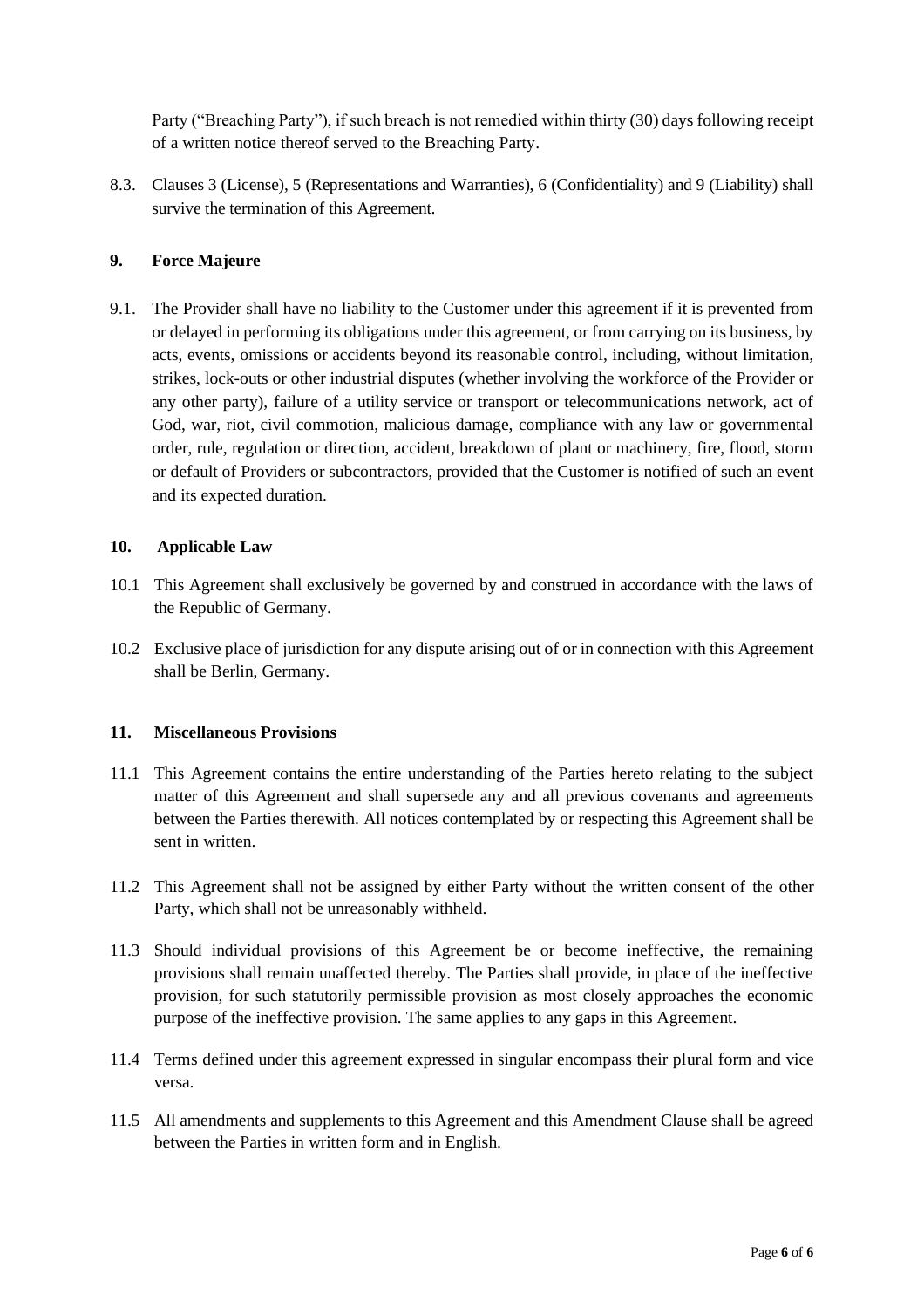Party ("Breaching Party"), if such breach is not remedied within thirty (30) days following receipt of a written notice thereof served to the Breaching Party.

8.3. Clauses 3 (License), 5 (Representations and Warranties), 6 (Confidentiality) and 9 (Liability) shall survive the termination of this Agreement.

## 9. Force Majeure

9.1. The Provider shall have no liability to the Customer under this agreement if it is prevented from or delayed in performing its obligations under this agreement, or from carrying on its business, by acts, events, omissions or accidents beyond its reasonable control, including, without limitation, strikes, lock-outs or other industrial disputes (whether involving the workforce of the Provider or any other party), failure of a utility service or transport or telecommunications network, act of God, war, riot, civil commotion, malicious damage, compliance with any law or governmental order, rule, regulation or direction, accident, breakdown of plant or machinery, fire, flood, storm or default of Providers or subcontractors, provided that the Customer is notified of such an event and its expected duration.

## 10. Applicable Law

10.1 This Agreement shall exclusively be governed by and construed in accordance with the laws of the Republic of Germany.

10.2 Exclusive place of jurisdiction for any dispute arising out of or in connection with this Agreement shall be Berlin, Germany.

## 11. Miscellaneous Provisions

11.1 This Agreement contains the entire understanding of the Parties hereto relating to the subject matter of this Agreement and shall supersede any and all previous covenants and agreements between the Parties therewith. All notices contemplated by or respecting this Agreement shall be sent in written.

11.2 This Agreement shall not be assigned by either Party without the written consent of the other Party, which shall not be unreasonably withheld.

11.3 Should individual provisions of this Agreement be or become ineffective, the remaining provisions shall remain unaffected thereby. The Parties shall provide, in place of the ineffective provision, for such statutorily permissible provision as most closely approaches the economic purpose of the ineffective provision. The same applies to any gaps in this Agreement.

11.4 Terms defined under this agreement expressed in singular encompass their plural form and vice versa.

11.5 All amendments and supplements to this Agreement and this Amendment Clause shall be agreed between the Parties in written form and in English.